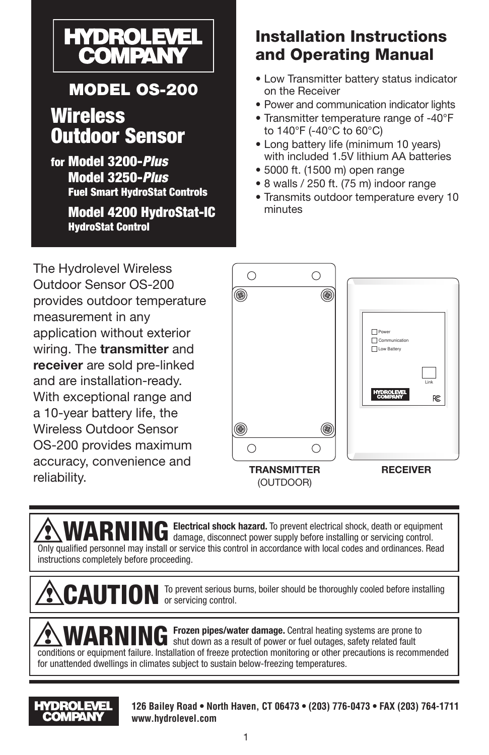# HYDROLEVEL COMPANY

## MODEL OS-200

# Wireless Outdoor Sensor

for **Model 3200-*Plus***
**Model 3250-*Plus***
**Fuel Smart HydroStat Controls**

**Model 4200 HydroStat-IC**
**HydroStat Control**

## Installation Instructions and Operating Manual

- Low Transmitter battery status indicator on the Receiver
- Power and communication indicator lights
- Transmitter temperature range of -40°F to 140°F (-40°C to 60°C)
- Long battery life (minimum 10 years) with included 1.5V lithium AA batteries
- 5000 ft. (1500 m) open range
- 8 walls / 250 ft. (75 m) indoor range
- Transmits outdoor temperature every 10 minutes

The Hydrolevel Wireless Outdoor Sensor OS-200 provides outdoor temperature measurement in any application without exterior wiring. The **transmitter** and **receiver** are sold pre-linked and are installation-ready. With exceptional range and a 10-year battery life, the Wireless Outdoor Sensor OS-200 provides maximum accuracy, convenience and reliability.

Power
Communication
Low Battery
Link
HYDROLEVEL COMPANY

**TRANSMITTER** (OUTDOOR)

**RECEIVER**

**⚠ WARNING** **Electrical shock hazard.** To prevent electrical shock, death or equipment damage, disconnect power supply before installing or servicing control. Only qualified personnel may install or service this control in accordance with local codes and ordinances. Read instructions completely before proceeding.

**⚠ CAUTION** To prevent serious burns, boiler should be thoroughly cooled before installing or servicing control.

**⚠ WARNING** **Frozen pipes/water damage.** Central heating systems are prone to shut down as a result of power or fuel outages, safety related fault conditions or equipment failure. Installation of freeze protection monitoring or other precautions is recommended for unattended dwellings in climates subject to sustain below-freezing temperatures.

HYDROLEVEL COMPANY

**126 Bailey Road • North Haven, CT 06473 • (203) 776-0473 • FAX (203) 764-1711**
**www.hydrolevel.com**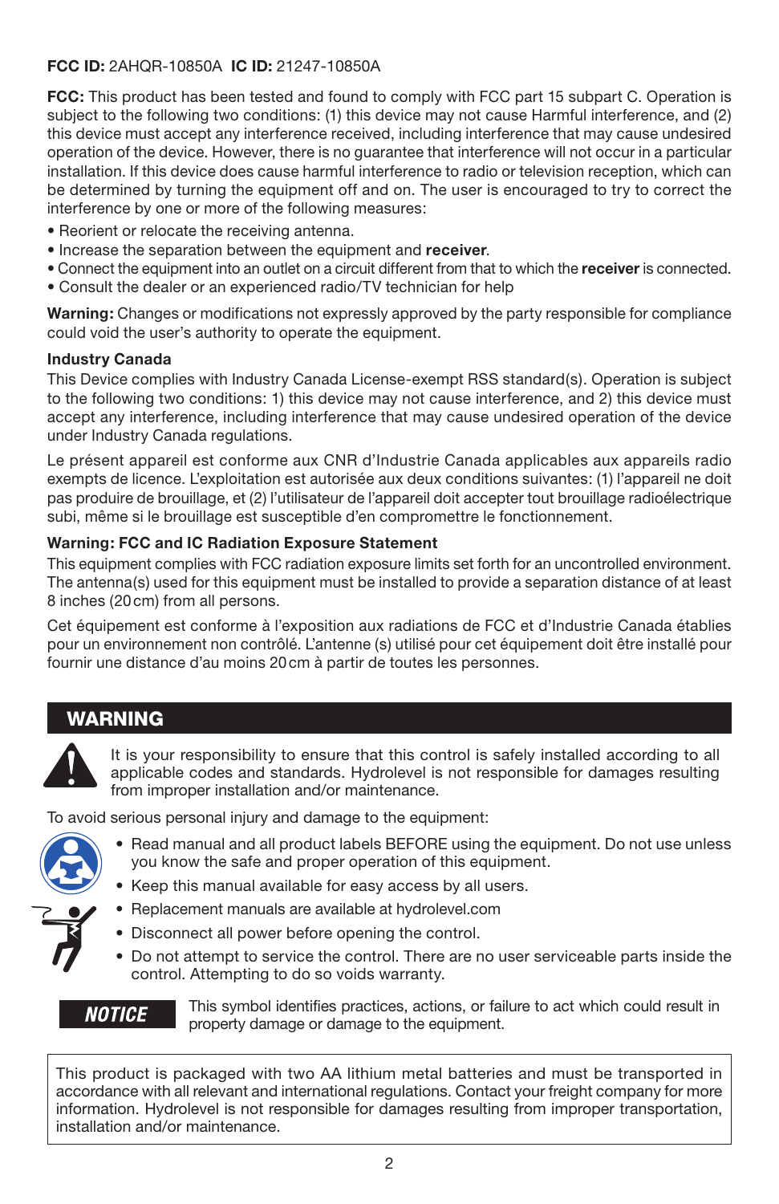**FCC ID:** 2AHQR-10850A **IC ID:** 21247-10850A

**FCC:** This product has been tested and found to comply with FCC part 15 subpart C. Operation is subject to the following two conditions: (1) this device may not cause Harmful interference, and (2) this device must accept any interference received, including interference that may cause undesired operation of the device. However, there is no guarantee that interference will not occur in a particular installation. If this device does cause harmful interference to radio or television reception, which can be determined by turning the equipment off and on. The user is encouraged to try to correct the interference by one or more of the following measures:

- Reorient or relocate the receiving antenna.
- Increase the separation between the equipment and **receiver**.
- Connect the equipment into an outlet on a circuit different from that to which the **receiver** is connected.
- Consult the dealer or an experienced radio/TV technician for help

**Warning:** Changes or modifications not expressly approved by the party responsible for compliance could void the user's authority to operate the equipment.

**Industry Canada**

This Device complies with Industry Canada License-exempt RSS standard(s). Operation is subject to the following two conditions: 1) this device may not cause interference, and 2) this device must accept any interference, including interference that may cause undesired operation of the device under Industry Canada regulations.

Le présent appareil est conforme aux CNR d'Industrie Canada applicables aux appareils radio exempts de licence. L'exploitation est autorisée aux deux conditions suivantes: (1) l'appareil ne doit pas produire de brouillage, et (2) l'utilisateur de l'appareil doit accepter tout brouillage radioélectrique subi, même si le brouillage est susceptible d'en compromettre le fonctionnement.

**Warning: FCC and IC Radiation Exposure Statement**

This equipment complies with FCC radiation exposure limits set forth for an uncontrolled environment. The antenna(s) used for this equipment must be installed to provide a separation distance of at least 8 inches (20 cm) from all persons.

Cet équipement est conforme à l'exposition aux radiations de FCC et d'Industrie Canada établies pour un environnement non contrôlé. L'antenne (s) utilisé pour cet équipement doit être installé pour fournir une distance d'au moins 20 cm à partir de toutes les personnes.

## WARNING

It is your responsibility to ensure that this control is safely installed according to all applicable codes and standards. Hydrolevel is not responsible for damages resulting from improper installation and/or maintenance.

To avoid serious personal injury and damage to the equipment:

- Read manual and all product labels BEFORE using the equipment. Do not use unless you know the safe and proper operation of this equipment.
- Keep this manual available for easy access by all users.
- Replacement manuals are available at hydrolevel.com
- Disconnect all power before opening the control.
- Do not attempt to service the control. There are no user serviceable parts inside the control. Attempting to do so voids warranty.

**NOTICE** This symbol identifies practices, actions, or failure to act which could result in property damage or damage to the equipment.

This product is packaged with two AA lithium metal batteries and must be transported in accordance with all relevant and international regulations. Contact your freight company for more information. Hydrolevel is not responsible for damages resulting from improper transportation, installation and/or maintenance.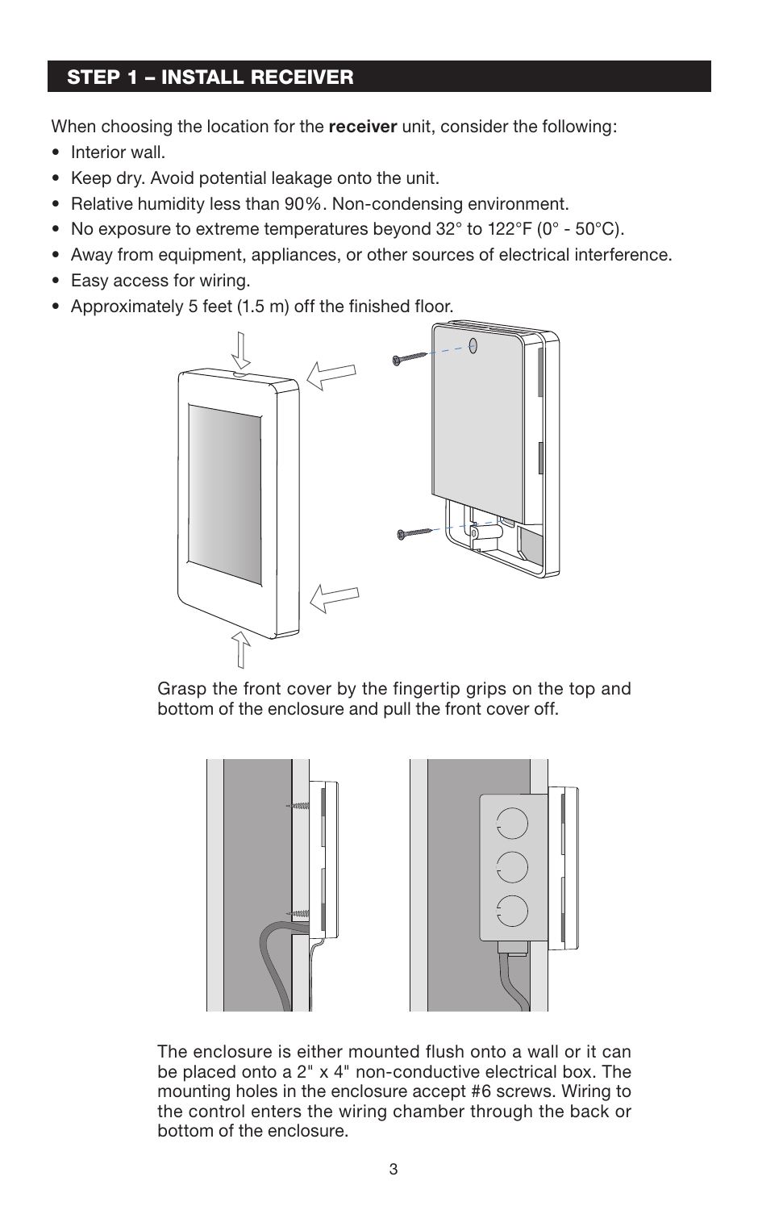## STEP 1 – INSTALL RECEIVER

When choosing the location for the **receiver** unit, consider the following:

- Interior wall.
- Keep dry. Avoid potential leakage onto the unit.
- Relative humidity less than 90%. Non-condensing environment.
- No exposure to extreme temperatures beyond 32° to 122°F (0° - 50°C).
- Away from equipment, appliances, or other sources of electrical interference.
- Easy access for wiring.
- Approximately 5 feet (1.5 m) off the finished floor.

Grasp the front cover by the fingertip grips on the top and bottom of the enclosure and pull the front cover off.

The enclosure is either mounted flush onto a wall or it can be placed onto a 2" x 4" non-conductive electrical box. The mounting holes in the enclosure accept #6 screws. Wiring to the control enters the wiring chamber through the back or bottom of the enclosure.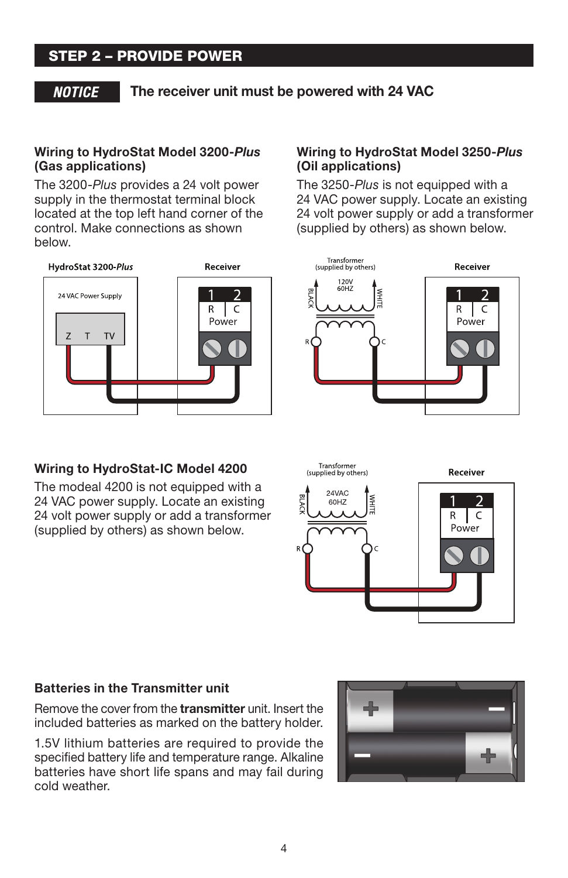## STEP 2 – PROVIDE POWER

**NOTICE** **The receiver unit must be powered with 24 VAC**

### Wiring to HydroStat Model 3200-*Plus* (Gas applications)

The 3200-*Plus* provides a 24 volt power supply in the thermostat terminal block located at the top left hand corner of the control. Make connections as shown below.

### Wiring to HydroStat Model 3250-*Plus* (Oil applications)

The 3250-*Plus* is not equipped with a 24 VAC power supply. Locate an existing 24 volt power supply or add a transformer (supplied by others) as shown below.

### Wiring to HydroStat-IC Model 4200

The modeal 4200 is not equipped with a 24 VAC power supply. Locate an existing 24 volt power supply or add a transformer (supplied by others) as shown below.

### Batteries in the Transmitter unit

Remove the cover from the **transmitter** unit. Insert the included batteries as marked on the battery holder.

1.5V lithium batteries are required to provide the specified battery life and temperature range. Alkaline batteries have short life spans and may fail during cold weather.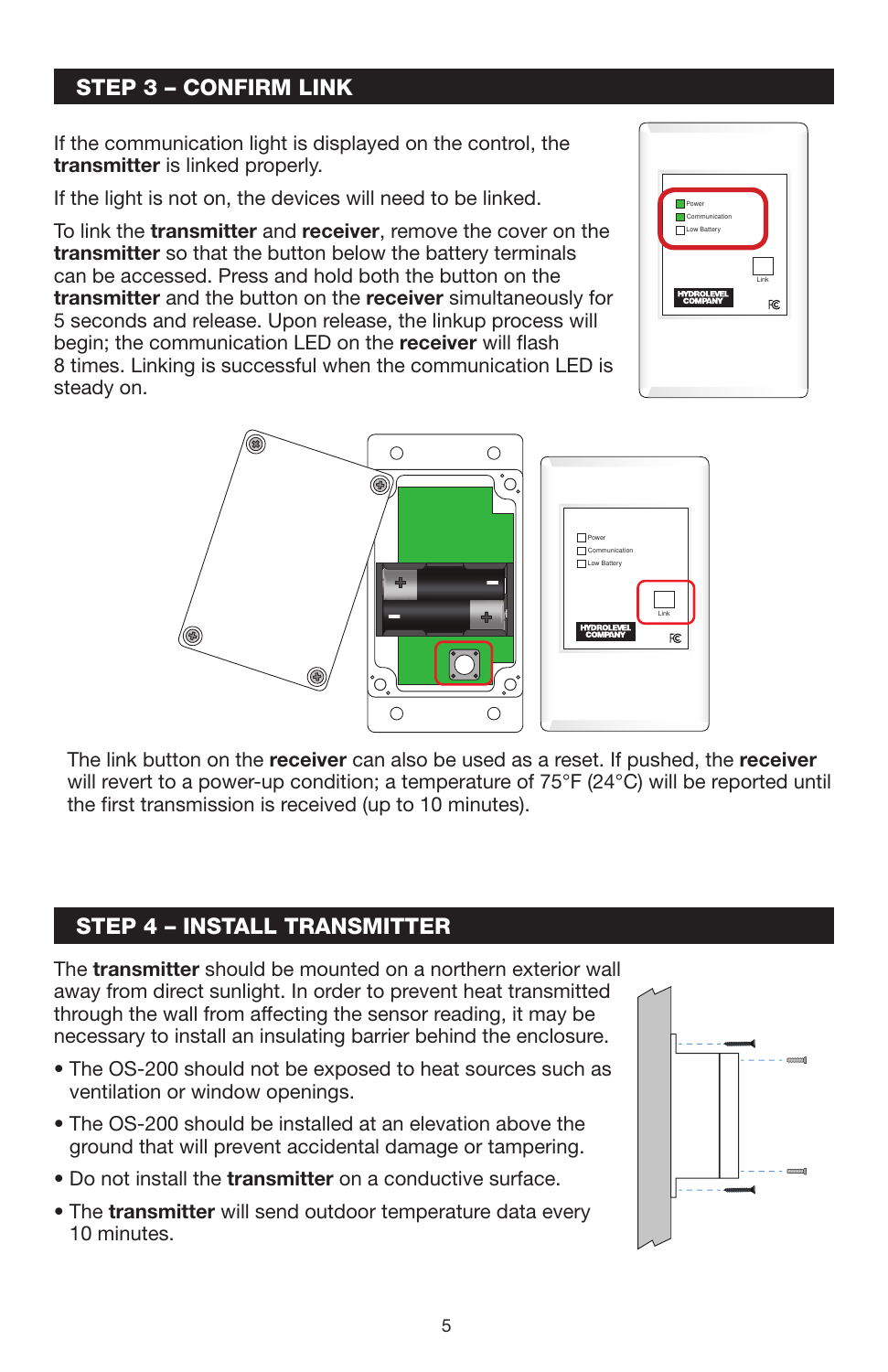## STEP 3 – CONFIRM LINK

If the communication light is displayed on the control, the **transmitter** is linked properly.

If the light is not on, the devices will need to be linked.

To link the **transmitter** and **receiver**, remove the cover on the **transmitter** so that the button below the battery terminals can be accessed. Press and hold both the button on the **transmitter** and the button on the **receiver** simultaneously for 5 seconds and release. Upon release, the linkup process will begin; the communication LED on the **receiver** will flash 8 times. Linking is successful when the communication LED is steady on.

The link button on the **receiver** can also be used as a reset. If pushed, the **receiver** will revert to a power-up condition; a temperature of 75°F (24°C) will be reported until the first transmission is received (up to 10 minutes).

## STEP 4 – INSTALL TRANSMITTER

The **transmitter** should be mounted on a northern exterior wall away from direct sunlight. In order to prevent heat transmitted through the wall from affecting the sensor reading, it may be necessary to install an insulating barrier behind the enclosure.

- The OS-200 should not be exposed to heat sources such as ventilation or window openings.
- The OS-200 should be installed at an elevation above the ground that will prevent accidental damage or tampering.
- Do not install the **transmitter** on a conductive surface.
- The **transmitter** will send outdoor temperature data every 10 minutes.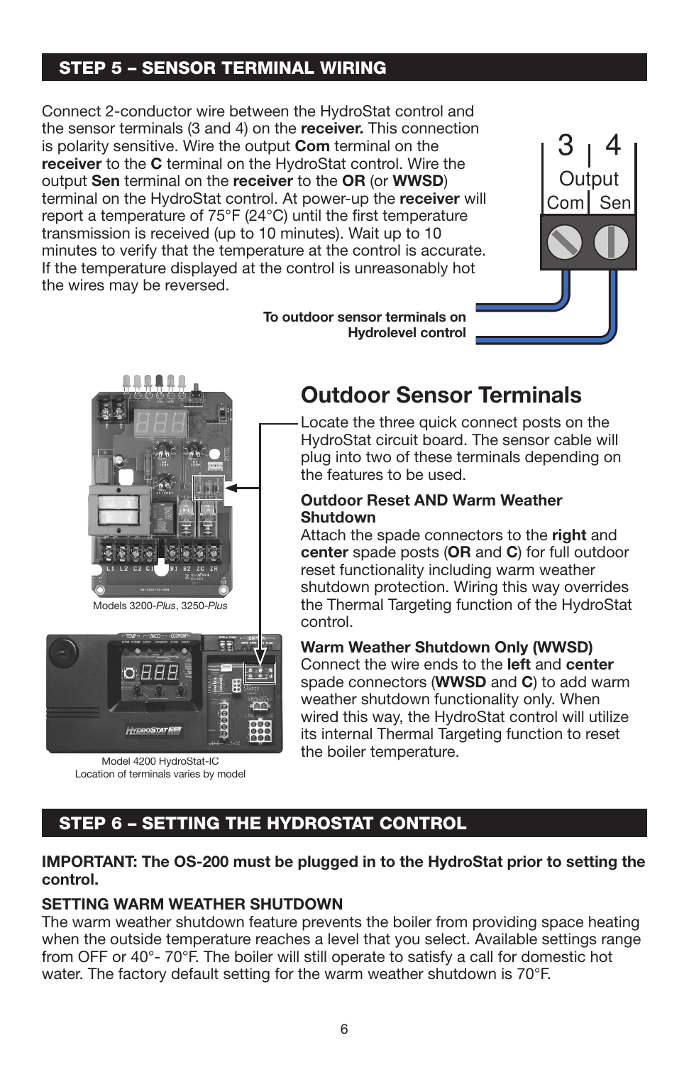## STEP 5 – SENSOR TERMINAL WIRING

Connect 2-conductor wire between the HydroStat control and the sensor terminals (3 and 4) on the **receiver.** This connection is polarity sensitive. Wire the output **Com** terminal on the **receiver** to the **C** terminal on the HydroStat control. Wire the output **Sen** terminal on the **receiver** to the **OR** (or **WWSD**) terminal on the HydroStat control. At power-up the **receiver** will report a temperature of 75°F (24°C) until the first temperature transmission is received (up to 10 minutes). Wait up to 10 minutes to verify that the temperature at the control is accurate. If the temperature displayed at the control is unreasonably hot the wires may be reversed.

3 4
Output
Com Sen

**To outdoor sensor terminals on Hydrolevel control**

Models 3200-*Plus*, 3250-*Plus*

Model 4200 HydroStat-IC
Location of terminals varies by model

## Outdoor Sensor Terminals

Locate the three quick connect posts on the HydroStat circuit board. The sensor cable will plug into two of these terminals depending on the features to be used.

**Outdoor Reset AND Warm Weather Shutdown**
Attach the spade connectors to the **right** and **center** spade posts (**OR** and **C**) for full outdoor reset functionality including warm weather shutdown protection. Wiring this way overrides the Thermal Targeting function of the HydroStat control.

**Warm Weather Shutdown Only (WWSD)**
Connect the wire ends to the **left** and **center** spade connectors (**WWSD** and **C**) to add warm weather shutdown functionality only. When wired this way, the HydroStat control will utilize its internal Thermal Targeting function to reset the boiler temperature.

## STEP 6 – SETTING THE HYDROSTAT CONTROL

**IMPORTANT: The OS-200 must be plugged in to the HydroStat prior to setting the control.**

**SETTING WARM WEATHER SHUTDOWN**
The warm weather shutdown feature prevents the boiler from providing space heating when the outside temperature reaches a level that you select. Available settings range from OFF or 40°- 70°F. The boiler will still operate to satisfy a call for domestic hot water. The factory default setting for the warm weather shutdown is 70°F.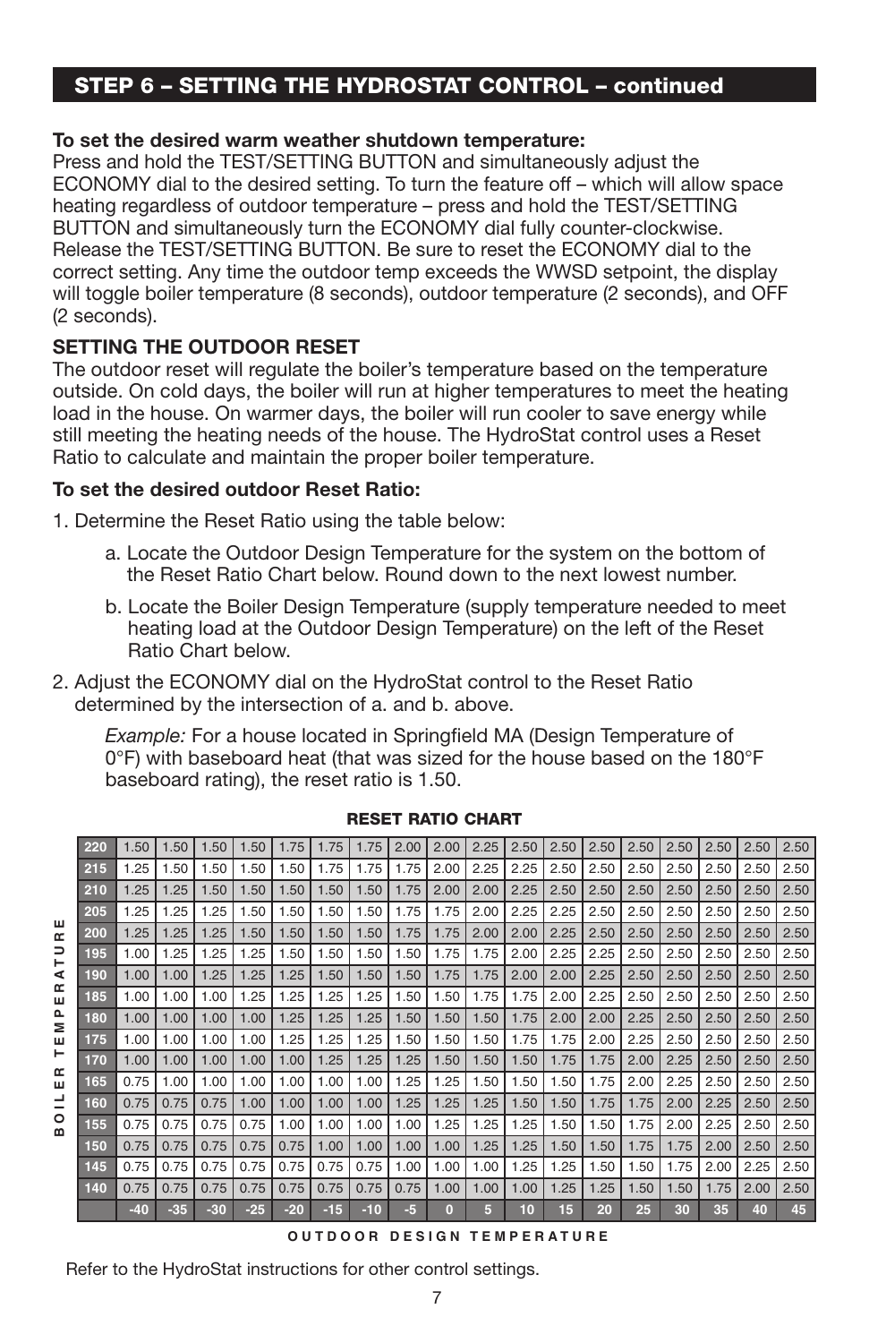## STEP 6 – SETTING THE HYDROSTAT CONTROL – continued

**To set the desired warm weather shutdown temperature:**
Press and hold the TEST/SETTING BUTTON and simultaneously adjust the ECONOMY dial to the desired setting. To turn the feature off – which will allow space heating regardless of outdoor temperature – press and hold the TEST/SETTING BUTTON and simultaneously turn the ECONOMY dial fully counter-clockwise. Release the TEST/SETTING BUTTON. Be sure to reset the ECONOMY dial to the correct setting. Any time the outdoor temp exceeds the WWSD setpoint, the display will toggle boiler temperature (8 seconds), outdoor temperature (2 seconds), and OFF (2 seconds).

### SETTING THE OUTDOOR RESET

The outdoor reset will regulate the boiler's temperature based on the temperature outside. On cold days, the boiler will run at higher temperatures to meet the heating load in the house. On warmer days, the boiler will run cooler to save energy while still meeting the heating needs of the house. The HydroStat control uses a Reset Ratio to calculate and maintain the proper boiler temperature.

**To set the desired outdoor Reset Ratio:**

1. Determine the Reset Ratio using the table below:
   a. Locate the Outdoor Design Temperature for the system on the bottom of the Reset Ratio Chart below. Round down to the next lowest number.
   b. Locate the Boiler Design Temperature (supply temperature needed to meet heating load at the Outdoor Design Temperature) on the left of the Reset Ratio Chart below.
2. Adjust the ECONOMY dial on the HydroStat control to the Reset Ratio determined by the intersection of a. and b. above.

   *Example:* For a house located in Springfield MA (Design Temperature of 0°F) with baseboard heat (that was sized for the house based on the 180°F baseboard rating), the reset ratio is 1.50.

**RESET RATIO CHART**

| BOILER TEMPERATURE | -40 | -35 | -30 | -25 | -20 | -15 | -10 | -5 | 0 | 5 | 10 | 15 | 20 | 25 | 30 | 35 | 40 | 45 |
|---|---|---|---|---|---|---|---|---|---|---|---|---|---|---|---|---|---|---|
| 220 | 1.50 | 1.50 | 1.50 | 1.50 | 1.75 | 1.75 | 1.75 | 2.00 | 2.00 | 2.25 | 2.50 | 2.50 | 2.50 | 2.50 | 2.50 | 2.50 | 2.50 | 2.50 |
| 215 | 1.25 | 1.50 | 1.50 | 1.50 | 1.50 | 1.75 | 1.75 | 1.75 | 2.00 | 2.25 | 2.25 | 2.50 | 2.50 | 2.50 | 2.50 | 2.50 | 2.50 | 2.50 |
| 210 | 1.25 | 1.25 | 1.50 | 1.50 | 1.50 | 1.50 | 1.50 | 1.75 | 2.00 | 2.00 | 2.25 | 2.50 | 2.50 | 2.50 | 2.50 | 2.50 | 2.50 | 2.50 |
| 205 | 1.25 | 1.25 | 1.25 | 1.50 | 1.50 | 1.50 | 1.50 | 1.75 | 1.75 | 2.00 | 2.25 | 2.25 | 2.50 | 2.50 | 2.50 | 2.50 | 2.50 | 2.50 |
| 200 | 1.25 | 1.25 | 1.25 | 1.50 | 1.50 | 1.50 | 1.50 | 1.75 | 1.75 | 2.00 | 2.00 | 2.25 | 2.50 | 2.50 | 2.50 | 2.50 | 2.50 | 2.50 |
| 195 | 1.00 | 1.25 | 1.25 | 1.25 | 1.50 | 1.50 | 1.50 | 1.50 | 1.75 | 1.75 | 2.00 | 2.25 | 2.25 | 2.50 | 2.50 | 2.50 | 2.50 | 2.50 |
| 190 | 1.00 | 1.00 | 1.25 | 1.25 | 1.25 | 1.50 | 1.50 | 1.50 | 1.75 | 1.75 | 2.00 | 2.00 | 2.25 | 2.50 | 2.50 | 2.50 | 2.50 | 2.50 |
| 185 | 1.00 | 1.00 | 1.00 | 1.25 | 1.25 | 1.25 | 1.25 | 1.50 | 1.50 | 1.75 | 1.75 | 2.00 | 2.25 | 2.50 | 2.50 | 2.50 | 2.50 | 2.50 |
| 180 | 1.00 | 1.00 | 1.00 | 1.00 | 1.25 | 1.25 | 1.25 | 1.50 | 1.50 | 1.50 | 1.75 | 2.00 | 2.00 | 2.25 | 2.50 | 2.50 | 2.50 | 2.50 |
| 175 | 1.00 | 1.00 | 1.00 | 1.00 | 1.25 | 1.25 | 1.25 | 1.50 | 1.50 | 1.50 | 1.75 | 1.75 | 2.00 | 2.25 | 2.50 | 2.50 | 2.50 | 2.50 |
| 170 | 1.00 | 1.00 | 1.00 | 1.00 | 1.00 | 1.25 | 1.25 | 1.25 | 1.50 | 1.50 | 1.50 | 1.75 | 1.75 | 2.00 | 2.25 | 2.50 | 2.50 | 2.50 |
| 165 | 0.75 | 1.00 | 1.00 | 1.00 | 1.00 | 1.00 | 1.00 | 1.25 | 1.25 | 1.50 | 1.50 | 1.50 | 1.75 | 2.00 | 2.25 | 2.50 | 2.50 | 2.50 |
| 160 | 0.75 | 0.75 | 0.75 | 1.00 | 1.00 | 1.00 | 1.00 | 1.25 | 1.25 | 1.25 | 1.50 | 1.50 | 1.75 | 1.75 | 2.00 | 2.25 | 2.50 | 2.50 |
| 155 | 0.75 | 0.75 | 0.75 | 0.75 | 1.00 | 1.00 | 1.00 | 1.00 | 1.25 | 1.25 | 1.25 | 1.50 | 1.50 | 1.75 | 2.00 | 2.25 | 2.50 | 2.50 |
| 150 | 0.75 | 0.75 | 0.75 | 0.75 | 0.75 | 1.00 | 1.00 | 1.00 | 1.00 | 1.25 | 1.25 | 1.50 | 1.50 | 1.75 | 1.75 | 2.00 | 2.50 | 2.50 |
| 145 | 0.75 | 0.75 | 0.75 | 0.75 | 0.75 | 0.75 | 0.75 | 1.00 | 1.00 | 1.00 | 1.25 | 1.25 | 1.50 | 1.50 | 1.75 | 2.00 | 2.25 | 2.50 |
| 140 | 0.75 | 0.75 | 0.75 | 0.75 | 0.75 | 0.75 | 0.75 | 0.75 | 1.00 | 1.00 | 1.00 | 1.25 | 1.25 | 1.50 | 1.50 | 1.75 | 2.00 | 2.50 |

OUTDOOR DESIGN TEMPERATURE

Refer to the HydroStat instructions for other control settings.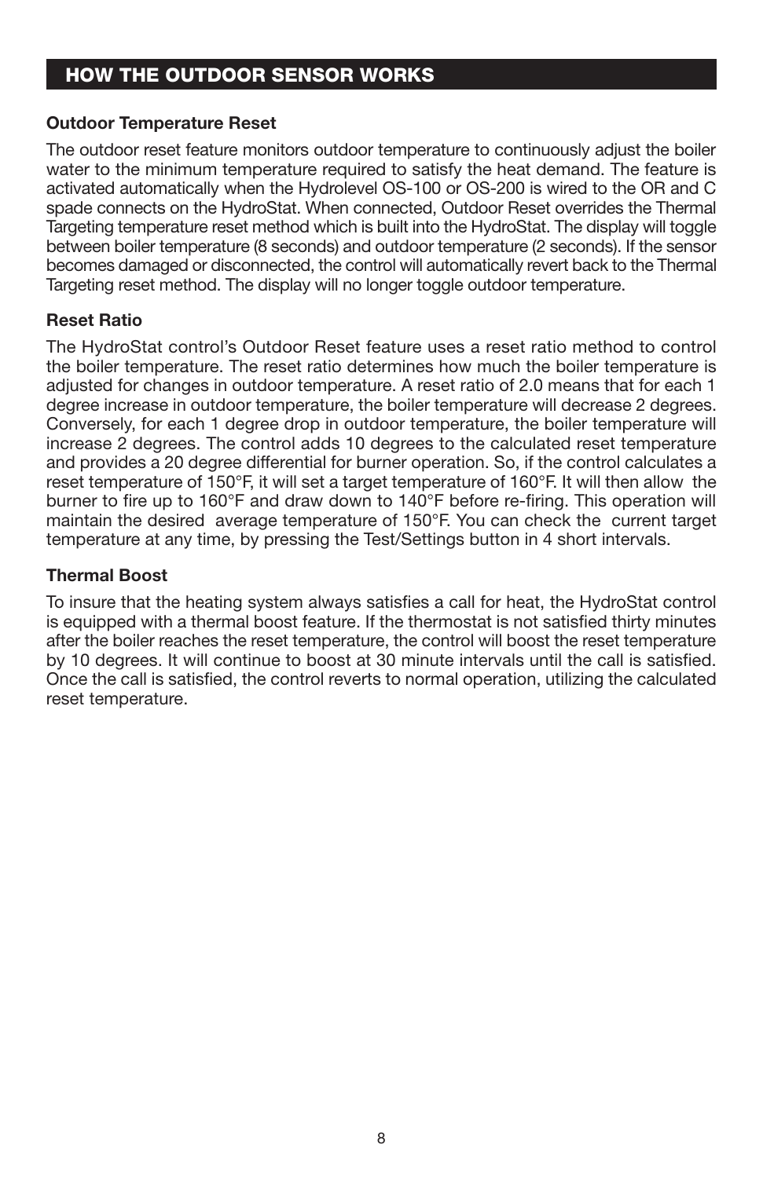## HOW THE OUTDOOR SENSOR WORKS

**Outdoor Temperature Reset**

The outdoor reset feature monitors outdoor temperature to continuously adjust the boiler water to the minimum temperature required to satisfy the heat demand. The feature is activated automatically when the Hydrolevel OS-100 or OS-200 is wired to the OR and C spade connects on the HydroStat. When connected, Outdoor Reset overrides the Thermal Targeting temperature reset method which is built into the HydroStat. The display will toggle between boiler temperature (8 seconds) and outdoor temperature (2 seconds). If the sensor becomes damaged or disconnected, the control will automatically revert back to the Thermal Targeting reset method. The display will no longer toggle outdoor temperature.

**Reset Ratio**

The HydroStat control's Outdoor Reset feature uses a reset ratio method to control the boiler temperature. The reset ratio determines how much the boiler temperature is adjusted for changes in outdoor temperature. A reset ratio of 2.0 means that for each 1 degree increase in outdoor temperature, the boiler temperature will decrease 2 degrees. Conversely, for each 1 degree drop in outdoor temperature, the boiler temperature will increase 2 degrees. The control adds 10 degrees to the calculated reset temperature and provides a 20 degree differential for burner operation. So, if the control calculates a reset temperature of 150°F, it will set a target temperature of 160°F. It will then allow the burner to fire up to 160°F and draw down to 140°F before re-firing. This operation will maintain the desired average temperature of 150°F. You can check the current target temperature at any time, by pressing the Test/Settings button in 4 short intervals.

**Thermal Boost**

To insure that the heating system always satisfies a call for heat, the HydroStat control is equipped with a thermal boost feature. If the thermostat is not satisfied thirty minutes after the boiler reaches the reset temperature, the control will boost the reset temperature by 10 degrees. It will continue to boost at 30 minute intervals until the call is satisfied. Once the call is satisfied, the control reverts to normal operation, utilizing the calculated reset temperature.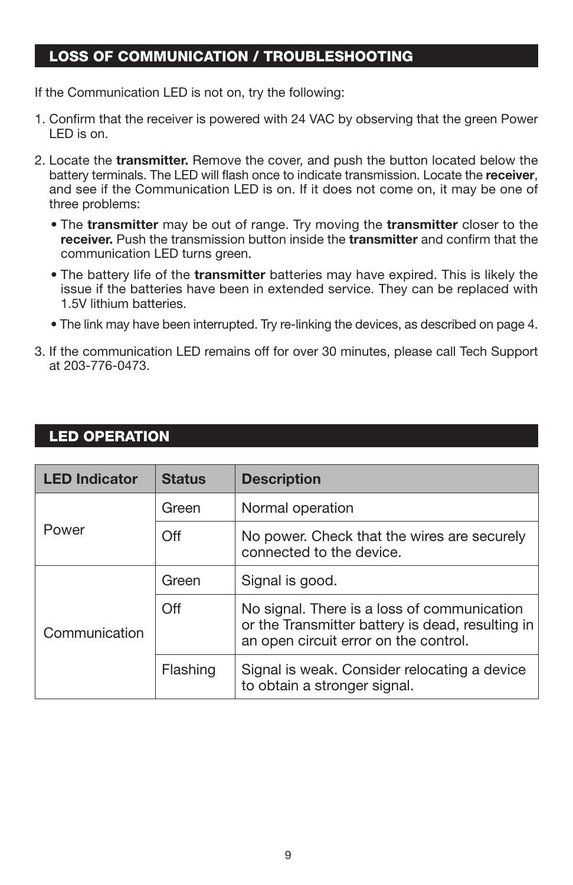## LOSS OF COMMUNICATION / TROUBLESHOOTING

If the Communication LED is not on, try the following:

1. Confirm that the receiver is powered with 24 VAC by observing that the green Power LED is on.
2. Locate the **transmitter.** Remove the cover, and push the button located below the battery terminals. The LED will flash once to indicate transmission. Locate the **receiver**, and see if the Communication LED is on. If it does not come on, it may be one of three problems:
   - The **transmitter** may be out of range. Try moving the **transmitter** closer to the **receiver.** Push the transmission button inside the **transmitter** and confirm that the communication LED turns green.
   - The battery life of the **transmitter** batteries may have expired. This is likely the issue if the batteries have been in extended service. They can be replaced with 1.5V lithium batteries.
   - The link may have been interrupted. Try re-linking the devices, as described on page 4.
3. If the communication LED remains off for over 30 minutes, please call Tech Support at 203-776-0473.

## LED OPERATION

| LED Indicator | Status | Description |
|---|---|---|
| Power | Green | Normal operation |
| | Off | No power. Check that the wires are securely connected to the device. |
| Communication | Green | Signal is good. |
| | Off | No signal. There is a loss of communication or the Transmitter battery is dead, resulting in an open circuit error on the control. |
| | Flashing | Signal is weak. Consider relocating a device to obtain a stronger signal. |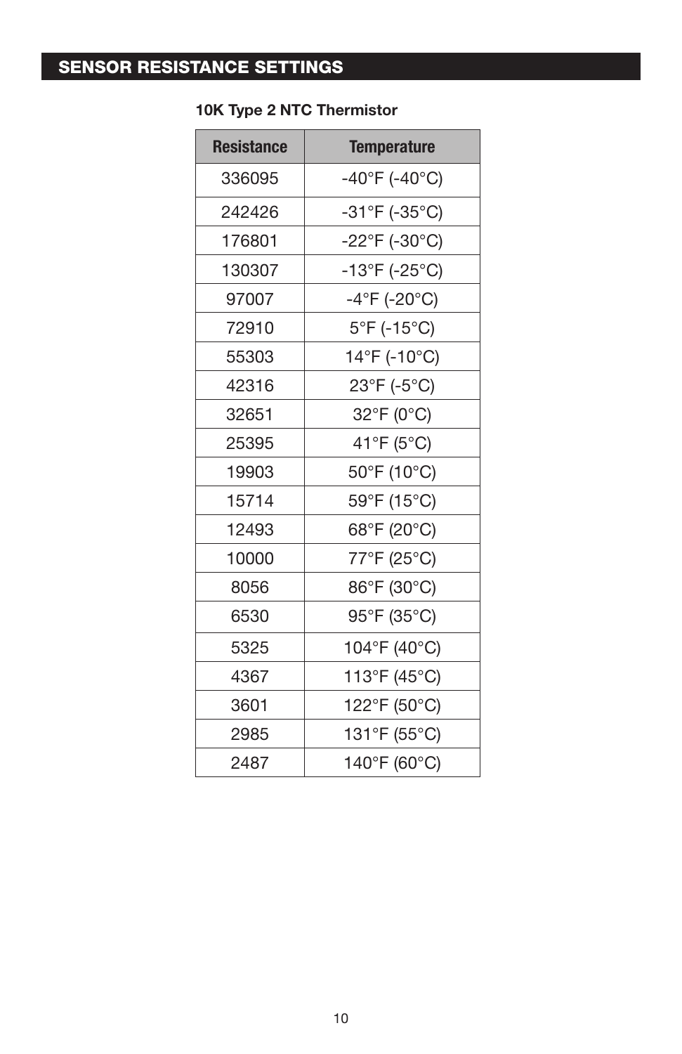## SENSOR RESISTANCE SETTINGS

**10K Type 2 NTC Thermistor**

| Resistance | Temperature |
|---|---|
| 336095 | -40°F (-40°C) |
| 242426 | -31°F (-35°C) |
| 176801 | -22°F (-30°C) |
| 130307 | -13°F (-25°C) |
| 97007 | -4°F (-20°C) |
| 72910 | 5°F (-15°C) |
| 55303 | 14°F (-10°C) |
| 42316 | 23°F (-5°C) |
| 32651 | 32°F (0°C) |
| 25395 | 41°F (5°C) |
| 19903 | 50°F (10°C) |
| 15714 | 59°F (15°C) |
| 12493 | 68°F (20°C) |
| 10000 | 77°F (25°C) |
| 8056 | 86°F (30°C) |
| 6530 | 95°F (35°C) |
| 5325 | 104°F (40°C) |
| 4367 | 113°F (45°C) |
| 3601 | 122°F (50°C) |
| 2985 | 131°F (55°C) |
| 2487 | 140°F (60°C) |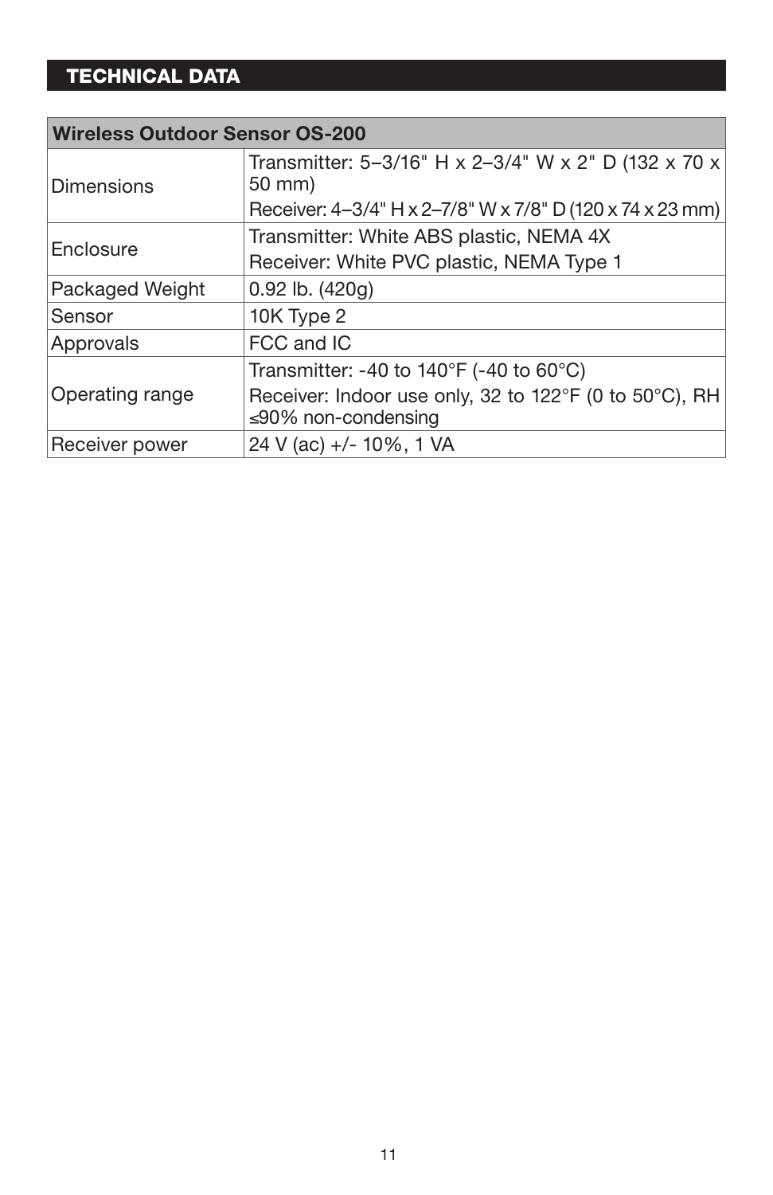## TECHNICAL DATA

| Wireless Outdoor Sensor OS-200 | |
|---|---|
| Dimensions | Transmitter: 5–3/16" H x 2–3/4" W x 2" D (132 x 70 x 50 mm)<br>Receiver: 4–3/4" H x 2–7/8" W x 7/8" D (120 x 74 x 23 mm) |
| Enclosure | Transmitter: White ABS plastic, NEMA 4X<br>Receiver: White PVC plastic, NEMA Type 1 |
| Packaged Weight | 0.92 lb. (420g) |
| Sensor | 10K Type 2 |
| Approvals | FCC and IC |
| Operating range | Transmitter: -40 to 140°F (-40 to 60°C)<br>Receiver: Indoor use only, 32 to 122°F (0 to 50°C), RH ≤90% non-condensing |
| Receiver power | 24 V (ac) +/- 10%, 1 VA |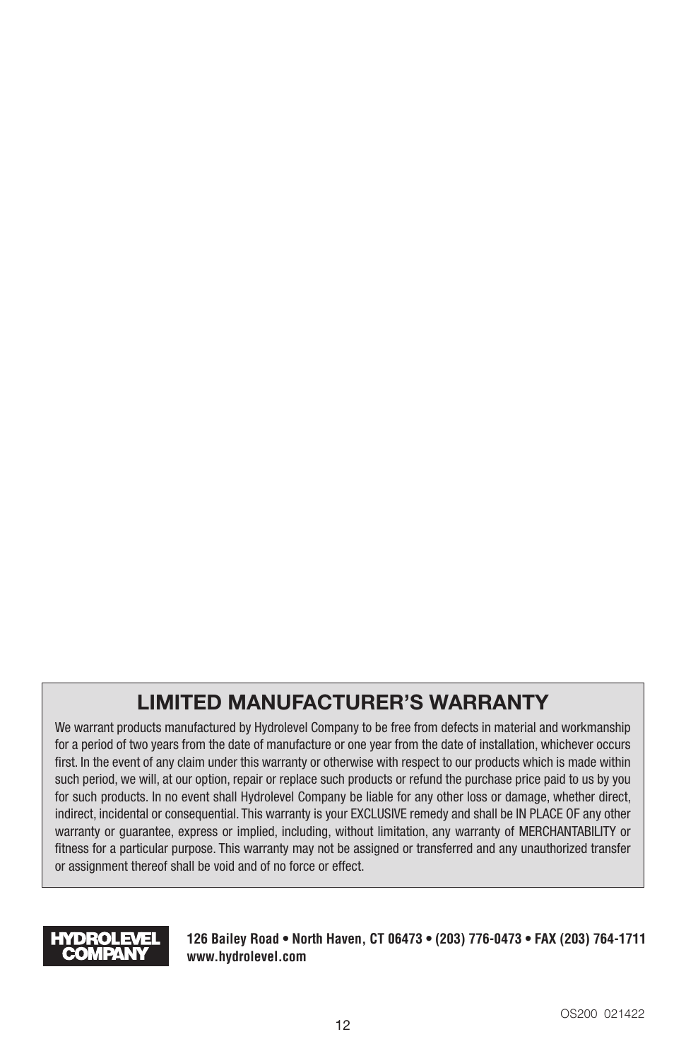## LIMITED MANUFACTURER'S WARRANTY

We warrant products manufactured by Hydrolevel Company to be free from defects in material and workmanship for a period of two years from the date of manufacture or one year from the date of installation, whichever occurs first. In the event of any claim under this warranty or otherwise with respect to our products which is made within such period, we will, at our option, repair or replace such products or refund the purchase price paid to us by you for such products. In no event shall Hydrolevel Company be liable for any other loss or damage, whether direct, indirect, incidental or consequential. This warranty is your EXCLUSIVE remedy and shall be IN PLACE OF any other warranty or guarantee, express or implied, including, without limitation, any warranty of MERCHANTABILITY or fitness for a particular purpose. This warranty may not be assigned or transferred and any unauthorized transfer or assignment thereof shall be void and of no force or effect.

**HYDROLEVEL COMPANY**

**126 Bailey Road • North Haven, CT 06473 • (203) 776-0473 • FAX (203) 764-1711**
**www.hydrolevel.com**

OS200 021422